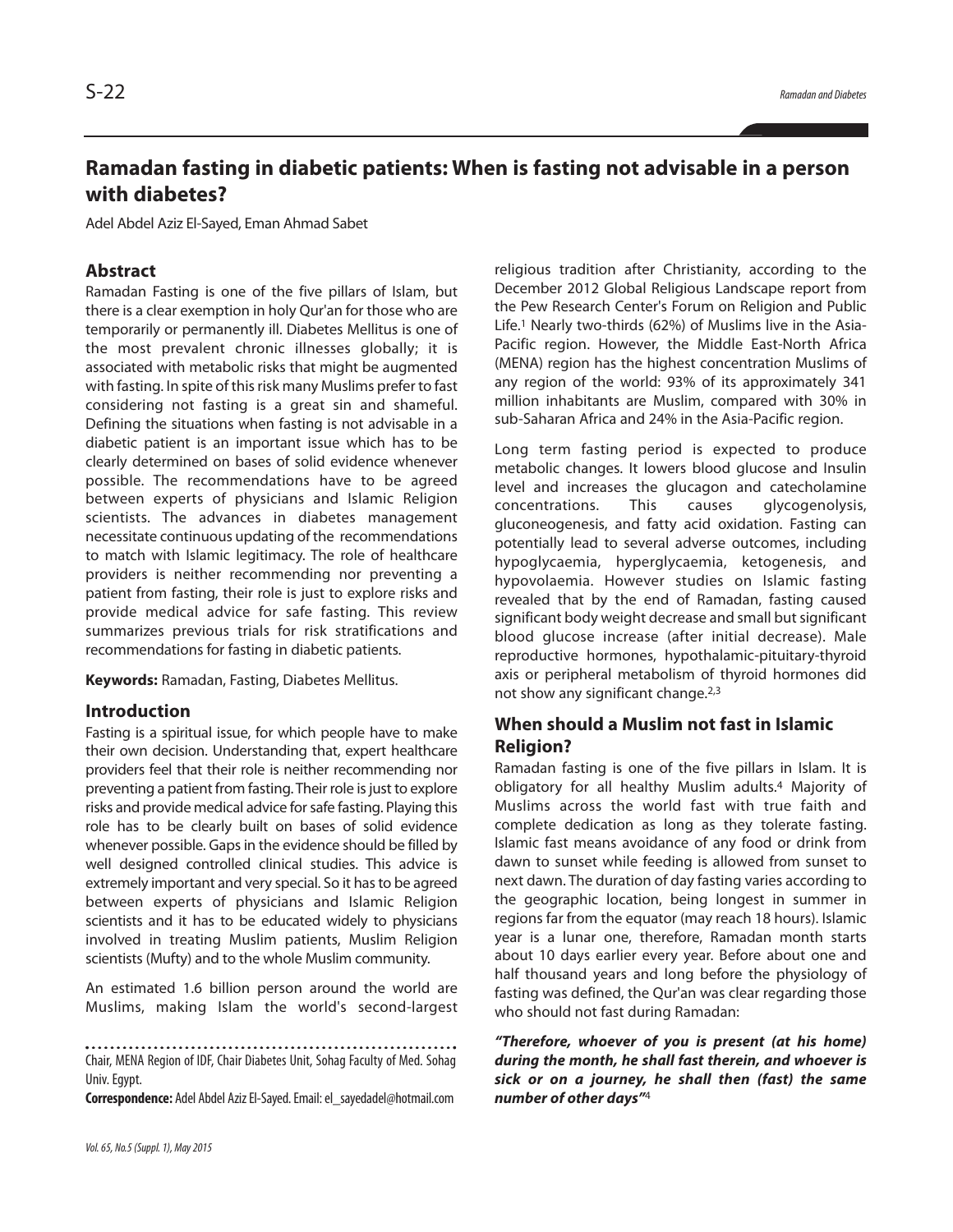# Ramadan fasting in diabetic patients: When is fasting not advisable in a person with diabetes?

Adel Abdel Aziz El-Sayed, Eman Ahmad Sabet

## Abstract

Ramadan Fasting is one of the five pillars of Islam, but there is a clear exemption in holy Qur'an for those who are temporarily or permanently ill. Diabetes Mellitus is one of the most prevalent chronic illnesses globally; it is associated with metabolic risks that might be augmented with fasting. In spite of this risk many Muslims prefer to fast considering not fasting is a great sin and shameful. Defining the situations when fasting is not advisable in a diabetic patient is an important issue which has to be clearly determined on bases of solid evidence whenever possible. The recommendations have to be agreed between experts of physicians and Islamic Religion scientists. The advances in diabetes management necessitate continuous updating of the recommendations to match with Islamic legitimacy. The role of healthcare providers is neither recommending nor preventing a patient from fasting, their role is just to explore risks and provide medical advice for safe fasting. This review summarizes previous trials for risk stratifications and recommendations for fasting in diabetic patients.

**Keywords:** Ramadan, Fasting, Diabetes Mellitus.

## Introduction

Fasting is a spiritual issue, for which people have to make their own decision. Understanding that, expert healthcare providers feel that their role is neither recommending nor preventing a patient from fasting. Their role is just to explore risks and provide medical advice for safe fasting. Playing this role has to be clearly built on bases of solid evidence whenever possible. Gaps in the evidence should be filled by well designed controlled clinical studies. This advice is extremely important and very special. So it has to be agreed between experts of physicians and Islamic Religion scientists and it has to be educated widely to physicians involved in treating Muslim patients, Muslim Religion scientists (Mufty) and to the whole Muslim community.

An estimated 1.6 billion person around the world are Muslims, making Islam the world's second-largest religious tradition after Christianity, according to the December 2012 Global Religious Landscape report from the Pew Research Center's Forum on Religion and Public Life.[1] Nearly two-thirds (62%) of Muslims live in the Asia-Pacific region. However, the Middle East-North Africa (MENA) region has the highest concentration Muslims of any region of the world: 93% of its approximately 341 million inhabitants are Muslim, compared with 30% in sub-Saharan Africa and 24% in the Asia-Pacific region.

Long term fasting period is expected to produce metabolic changes. It lowers blood glucose and Insulin level and increases the glucagon and catecholamine concentrations. This causes glycogenolysis, gluconeogenesis, and fatty acid oxidation. Fasting can potentially lead to several adverse outcomes, including hypoglycaemia, hyperglycaemia, ketogenesis, and hypovolaemia. However studies on Islamic fasting revealed that by the end of Ramadan, fasting caused significant body weight decrease and small but significant blood glucose increase (after initial decrease). Male reproductive hormones, hypothalamic-pituitary-thyroid axis or peripheral metabolism of thyroid hormones did not show any significant change.[2,3]

## When should a Muslim not fast in Islamic Religion?

Ramadan fasting is one of the five pillars in Islam. It is obligatory for all healthy Muslim adults.[4] Majority of Muslims across the world fast with true faith and complete dedication as long as they tolerate fasting. Islamic fast means avoidance of any food or drink from dawn to sunset while feeding is allowed from sunset to next dawn. The duration of day fasting varies according to the geographic location, being longest in summer in regions far from the equator (may reach 18 hours). Islamic year is a lunar one, therefore, Ramadan month starts about 10 days earlier every year. Before about one and half thousand years and long before the physiology of fasting was defined, the Qur'an was clear regarding those who should not fast during Ramadan:

***"Therefore, whoever of you is present (at his home) during the month, he shall fast therein, and whoever is sick or on a journey, he shall then (fast) the same number of other days"***[4]

---

Chair, MENA Region of IDF, Chair Diabetes Unit, Sohag Faculty of Med. Sohag Univ. Egypt.

**Correspondence:** Adel Abdel Aziz El-Sayed. Email: el_sayedadel@hotmail.com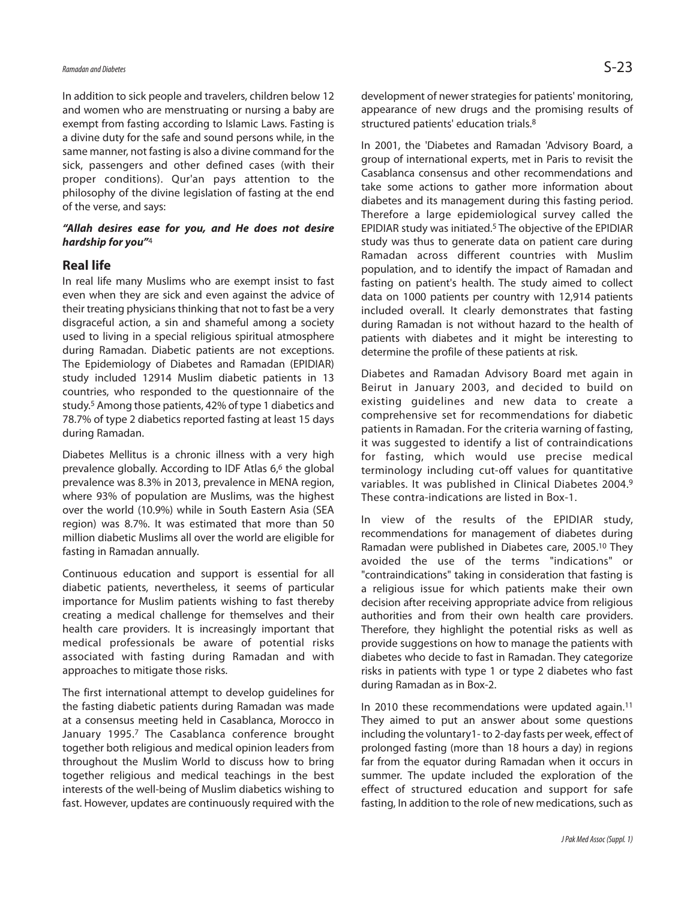In addition to sick people and travelers, children below 12 and women who are menstruating or nursing a baby are exempt from fasting according to Islamic Laws. Fasting is a divine duty for the safe and sound persons while, in the same manner, not fasting is also a divine command for the sick, passengers and other defined cases (with their proper conditions). Qur'an pays attention to the philosophy of the divine legislation of fasting at the end of the verse, and says:

***"Allah desires ease for you, and He does not desire hardship for you"***[4]

## Real life

In real life many Muslims who are exempt insist to fast even when they are sick and even against the advice of their treating physicians thinking that not to fast be a very disgraceful action, a sin and shameful among a society used to living in a special religious spiritual atmosphere during Ramadan. Diabetic patients are not exceptions. The Epidemiology of Diabetes and Ramadan (EPIDIAR) study included 12914 Muslim diabetic patients in 13 countries, who responded to the questionnaire of the study.[5] Among those patients, 42% of type 1 diabetics and 78.7% of type 2 diabetics reported fasting at least 15 days during Ramadan.

Diabetes Mellitus is a chronic illness with a very high prevalence globally. According to IDF Atlas 6,[6] the global prevalence was 8.3% in 2013, prevalence in MENA region, where 93% of population are Muslims, was the highest over the world (10.9%) while in South Eastern Asia (SEA region) was 8.7%. It was estimated that more than 50 million diabetic Muslims all over the world are eligible for fasting in Ramadan annually.

Continuous education and support is essential for all diabetic patients, nevertheless, it seems of particular importance for Muslim patients wishing to fast thereby creating a medical challenge for themselves and their health care providers. It is increasingly important that medical professionals be aware of potential risks associated with fasting during Ramadan and with approaches to mitigate those risks.

The first international attempt to develop guidelines for the fasting diabetic patients during Ramadan was made at a consensus meeting held in Casablanca, Morocco in January 1995.[7] The Casablanca conference brought together both religious and medical opinion leaders from throughout the Muslim World to discuss how to bring together religious and medical teachings in the best interests of the well-being of Muslim diabetics wishing to fast. However, updates are continuously required with the development of newer strategies for patients' monitoring, appearance of new drugs and the promising results of structured patients' education trials.[8]

In 2001, the 'Diabetes and Ramadan 'Advisory Board, a group of international experts, met in Paris to revisit the Casablanca consensus and other recommendations and take some actions to gather more information about diabetes and its management during this fasting period. Therefore a large epidemiological survey called the EPIDIAR study was initiated.[5] The objective of the EPIDIAR study was thus to generate data on patient care during Ramadan across different countries with Muslim population, and to identify the impact of Ramadan and fasting on patient's health. The study aimed to collect data on 1000 patients per country with 12,914 patients included overall. It clearly demonstrates that fasting during Ramadan is not without hazard to the health of patients with diabetes and it might be interesting to determine the profile of these patients at risk.

Diabetes and Ramadan Advisory Board met again in Beirut in January 2003, and decided to build on existing guidelines and new data to create a comprehensive set for recommendations for diabetic patients in Ramadan. For the criteria warning of fasting, it was suggested to identify a list of contraindications for fasting, which would use precise medical terminology including cut-off values for quantitative variables. It was published in Clinical Diabetes 2004.[9] These contra-indications are listed in Box-1.

In view of the results of the EPIDIAR study, recommendations for management of diabetes during Ramadan were published in Diabetes care, 2005.[10] They avoided the use of the terms "indications" or "contraindications" taking in consideration that fasting is a religious issue for which patients make their own decision after receiving appropriate advice from religious authorities and from their own health care providers. Therefore, they highlight the potential risks as well as provide suggestions on how to manage the patients with diabetes who decide to fast in Ramadan. They categorize risks in patients with type 1 or type 2 diabetes who fast during Ramadan as in Box-2.

In 2010 these recommendations were updated again.[11] They aimed to put an answer about some questions including the voluntary1- to 2-day fasts per week, effect of prolonged fasting (more than 18 hours a day) in regions far from the equator during Ramadan when it occurs in summer. The update included the exploration of the effect of structured education and support for safe fasting, In addition to the role of new medications, such as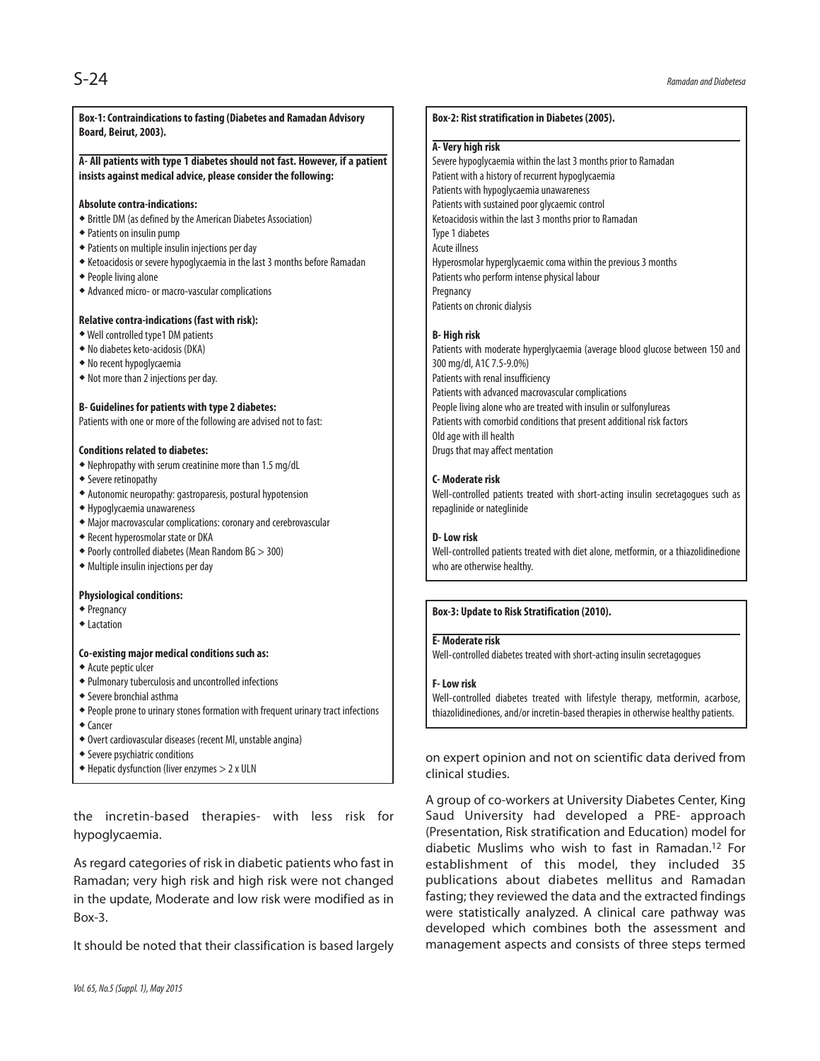**Box-1: Contraindications to fasting (Diabetes and Ramadan Advisory Board, Beirut, 2003).**

**A- All patients with type 1 diabetes should not fast. However, if a patient insists against medical advice, please consider the following:**

**Absolute contra-indications:**
- Brittle DM (as defined by the American Diabetes Association)
- Patients on insulin pump
- Patients on multiple insulin injections per day
- Ketoacidosis or severe hypoglycaemia in the last 3 months before Ramadan
- People living alone
- Advanced micro- or macro-vascular complications

**Relative contra-indications (fast with risk):**
- Well controlled type1 DM patients
- No diabetes keto-acidosis (DKA)
- No recent hypoglycaemia
- Not more than 2 injections per day.

**B- Guidelines for patients with type 2 diabetes:**
Patients with one or more of the following are advised not to fast:

**Conditions related to diabetes:**
- Nephropathy with serum creatinine more than 1.5 mg/dL
- Severe retinopathy
- Autonomic neuropathy: gastroparesis, postural hypotension
- Hypoglycaemia unawareness
- Major macrovascular complications: coronary and cerebrovascular
- Recent hyperosmolar state or DKA
- Poorly controlled diabetes (Mean Random BG > 300)
- Multiple insulin injections per day

**Physiological conditions:**
- Pregnancy
- Lactation

**Co-existing major medical conditions such as:**
- Acute peptic ulcer
- Pulmonary tuberculosis and uncontrolled infections
- Severe bronchial asthma
- People prone to urinary stones formation with frequent urinary tract infections
- Cancer
- Overt cardiovascular diseases (recent MI, unstable angina)
- Severe psychiatric conditions
- Hepatic dysfunction (liver enzymes > 2 x ULN

the incretin-based therapies- with less risk for hypoglycaemia.

As regard categories of risk in diabetic patients who fast in Ramadan; very high risk and high risk were not changed in the update, Moderate and low risk were modified as in Box-3.

It should be noted that their classification is based largely on expert opinion and not on scientific data derived from clinical studies.

**Box-2: Rist stratification in Diabetes (2005).**

**A- Very high risk**
Severe hypoglycaemia within the last 3 months prior to Ramadan
Patient with a history of recurrent hypoglycaemia
Patients with hypoglycaemia unawareness
Patients with sustained poor glycaemic control
Ketoacidosis within the last 3 months prior to Ramadan
Type 1 diabetes
Acute illness
Hyperosmolar hyperglycaemic coma within the previous 3 months
Patients who perform intense physical labour
Pregnancy
Patients on chronic dialysis

**B- High risk**
Patients with moderate hyperglycaemia (average blood glucose between 150 and 300 mg/dl, A1C 7.5-9.0%)
Patients with renal insufficiency
Patients with advanced macrovascular complications
People living alone who are treated with insulin or sulfonylureas
Patients with comorbid conditions that present additional risk factors
Old age with ill health
Drugs that may affect mentation

**C- Moderate risk**
Well-controlled patients treated with short-acting insulin secretagogues such as repaglinide or nateglinide

**D- Low risk**
Well-controlled patients treated with diet alone, metformin, or a thiazolidinedione who are otherwise healthy.

**Box-3: Update to Risk Stratification (2010).**

**E- Moderate risk**
Well-controlled diabetes treated with short-acting insulin secretagogues

**F- Low risk**
Well-controlled diabetes treated with lifestyle therapy, metformin, acarbose, thiazolidinediones, and/or incretin-based therapies in otherwise healthy patients.

A group of co-workers at University Diabetes Center, King Saud University had developed a PRE- approach (Presentation, Risk stratification and Education) model for diabetic Muslims who wish to fast in Ramadan.[12] For establishment of this model, they included 35 publications about diabetes mellitus and Ramadan fasting; they reviewed the data and the extracted findings were statistically analyzed. A clinical care pathway was developed which combines both the assessment and management aspects and consists of three steps termed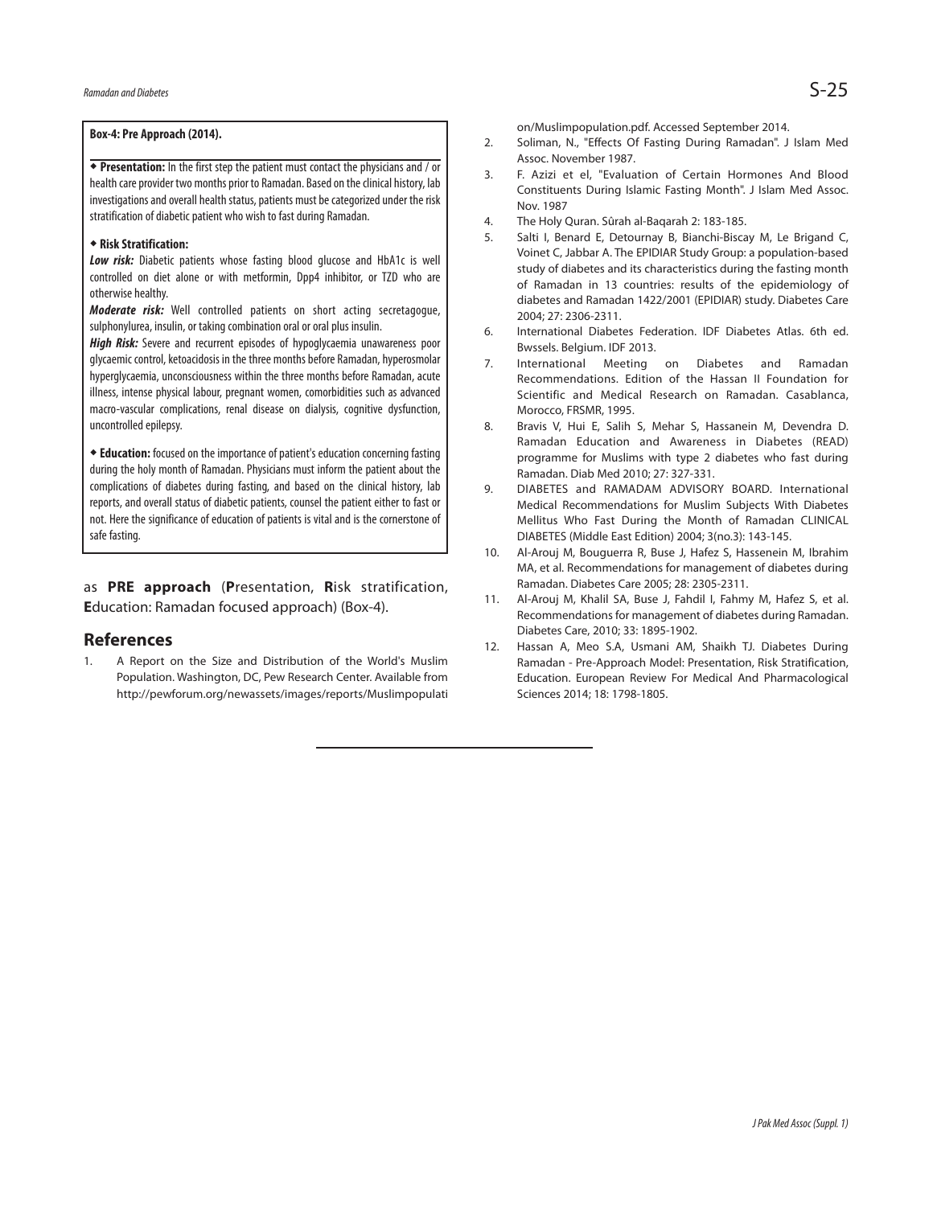**Box-4: Pre Approach (2014).**

◆ **Presentation:** In the first step the patient must contact the physicians and / or health care provider two months prior to Ramadan. Based on the clinical history, lab investigations and overall health status, patients must be categorized under the risk stratification of diabetic patient who wish to fast during Ramadan.

◆ **Risk Stratification:**

***Low risk:*** Diabetic patients whose fasting blood glucose and HbA1c is well controlled on diet alone or with metformin, Dpp4 inhibitor, or TZD who are otherwise healthy.

***Moderate risk:*** Well controlled patients on short acting secretagogue, sulphonylurea, insulin, or taking combination oral or oral plus insulin.

***High Risk:*** Severe and recurrent episodes of hypoglycaemia unawareness poor glycaemic control, ketoacidosis in the three months before Ramadan, hyperosmolar hyperglycaemia, unconsciousness within the three months before Ramadan, acute illness, intense physical labour, pregnant women, comorbidities such as advanced macro-vascular complications, renal disease on dialysis, cognitive dysfunction, uncontrolled epilepsy.

◆ **Education:** focused on the importance of patient's education concerning fasting during the holy month of Ramadan. Physicians must inform the patient about the complications of diabetes during fasting, and based on the clinical history, lab reports, and overall status of diabetic patients, counsel the patient either to fast or not. Here the significance of education of patients is vital and is the cornerstone of safe fasting.

as **PRE approach** (**P**resentation, **R**isk stratification, **E**ducation: Ramadan focused approach) (Box-4).

## References

1. A Report on the Size and Distribution of the World's Muslim Population. Washington, DC, Pew Research Center. Available from http://pewforum.org/newassets/images/reports/Muslimpopulation/Muslimpopulation.pdf. Accessed September 2014.
2. Soliman, N., "Effects Of Fasting During Ramadan". J Islam Med Assoc. November 1987.
3. F. Azizi et el, "Evaluation of Certain Hormones And Blood Constituents During Islamic Fasting Month". J Islam Med Assoc. Nov. 1987
4. The Holy Quran. Sûrah al-Baqarah 2: 183-185.
5. Salti I, Benard E, Detournay B, Bianchi-Biscay M, Le Brigand C, Voinet C, Jabbar A. The EPIDIAR Study Group: a population-based study of diabetes and its characteristics during the fasting month of Ramadan in 13 countries: results of the epidemiology of diabetes and Ramadan 1422/2001 (EPIDIAR) study. Diabetes Care 2004; 27: 2306-2311.
6. International Diabetes Federation. IDF Diabetes Atlas. 6th ed. Bwssels. Belgium. IDF 2013.
7. International Meeting on Diabetes and Ramadan Recommendations. Edition of the Hassan II Foundation for Scientific and Medical Research on Ramadan. Casablanca, Morocco, FRSMR, 1995.
8. Bravis V, Hui E, Salih S, Mehar S, Hassanein M, Devendra D. Ramadan Education and Awareness in Diabetes (READ) programme for Muslims with type 2 diabetes who fast during Ramadan. Diab Med 2010; 27: 327-331.
9. DIABETES and RAMADAM ADVISORY BOARD. International Medical Recommendations for Muslim Subjects With Diabetes Mellitus Who Fast During the Month of Ramadan CLINICAL DIABETES (Middle East Edition) 2004; 3(no.3): 143-145.
10. Al-Arouj M, Bouguerra R, Buse J, Hafez S, Hassenein M, Ibrahim MA, et al. Recommendations for management of diabetes during Ramadan. Diabetes Care 2005; 28: 2305-2311.
11. Al-Arouj M, Khalil SA, Buse J, Fahdil I, Fahmy M, Hafez S, et al. Recommendations for management of diabetes during Ramadan. Diabetes Care, 2010; 33: 1895-1902.
12. Hassan A, Meo S.A, Usmani AM, Shaikh TJ. Diabetes During Ramadan - Pre-Approach Model: Presentation, Risk Stratification, Education. European Review For Medical And Pharmacological Sciences 2014; 18: 1798-1805.